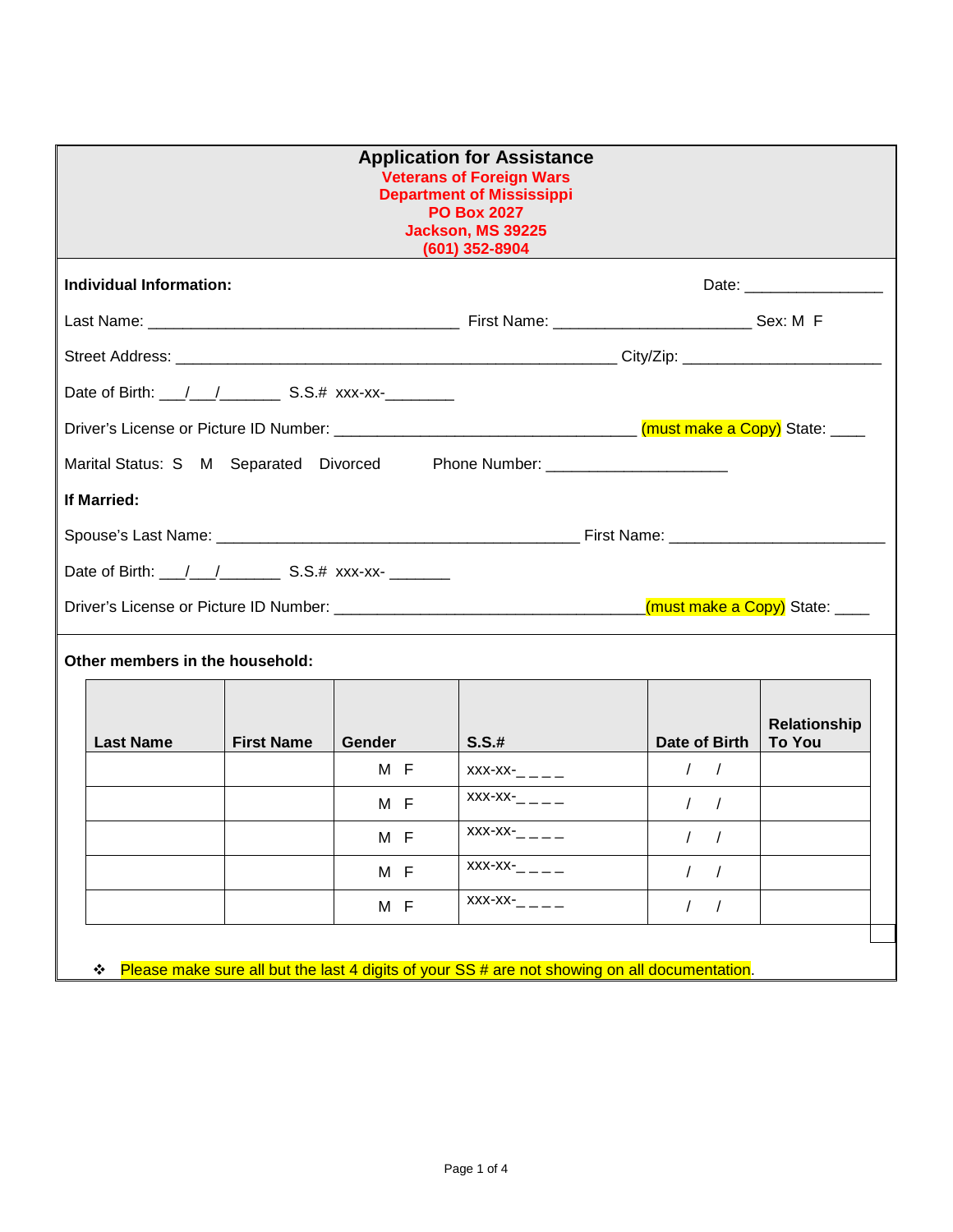# Application for Assistance

**Veterans of Foreign Wars**
**Department of Mississippi**
**PO Box 2027**
**Jackson, MS 39225**
**(601) 352-8904**

**Individual Information:** Date: ________________

Last Name: ____________________________________ First Name: _______________________ Sex: M F

Street Address: ___________________________________________________ City/Zip: _______________________

Date of Birth: ___/___/_______ S.S.# xxx-xx-________

Driver's License or Picture ID Number: ___________________________________ (must make a Copy) State: ____

Marital Status: S M Separated Divorced Phone Number: _____________________

**If Married:**

Spouse's Last Name: ___________________________________________ First Name: _________________________

Date of Birth: ___/___/_______ S.S.# xxx-xx- _______

Driver's License or Picture ID Number: ____________________________________(must make a Copy) State: ____

**Other members in the household:**

| Last Name | First Name | Gender | S.S.# | Date of Birth | Relationship To You |
|---|---|---|---|---|---|
| | | M F | xxx-xx-_ _ _ _ | / / | |
| | | M F | xxx-xx-_ _ _ _ | / / | |
| | | M F | xxx-xx-_ _ _ _ | / / | |
| | | M F | xxx-xx-_ _ _ _ | / / | |
| | | M F | xxx-xx-_ _ _ _ | / / | |

- Please make sure all but the last 4 digits of your SS # are not showing on all documentation.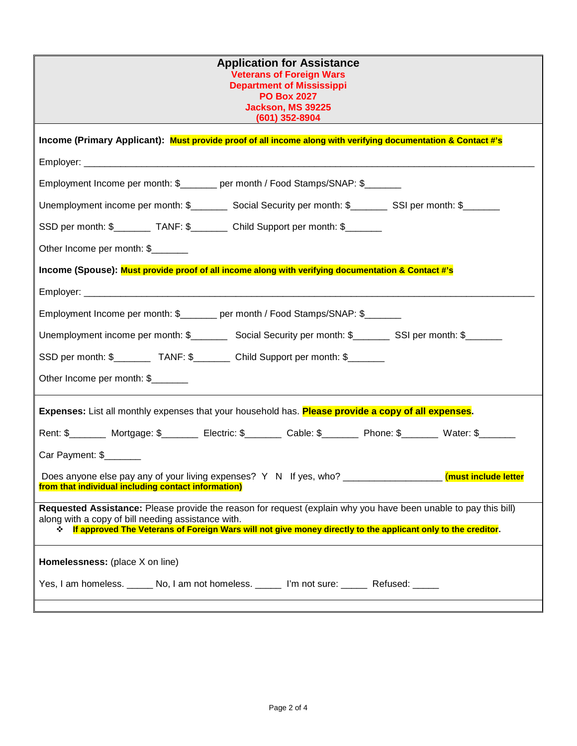# Application for Assistance

**Veterans of Foreign Wars**
**Department of Mississippi**
**PO Box 2027**
**Jackson, MS 39225**
**(601) 352-8904**

---

**Income (Primary Applicant):** **Must provide proof of all income along with verifying documentation & Contact #'s**

Employer: ______________________________________________________________________________

Employment Income per month: $_______ per month / Food Stamps/SNAP: $_______

Unemployment income per month: $_______ Social Security per month: $_______ SSI per month: $_______

SSD per month: $_______ TANF: $_______ Child Support per month: $_______

Other Income per month: $_______

**Income (Spouse):** **Must provide proof of all income along with verifying documentation & Contact #'s**

Employer: ______________________________________________________________________________

Employment Income per month: $_______ per month / Food Stamps/SNAP: $_______

Unemployment income per month: $_______ Social Security per month: $_______ SSI per month: $_______

SSD per month: $_______ TANF: $_______ Child Support per month: $_______

Other Income per month: $_______

---

**Expenses:** List all monthly expenses that your household has. **Please provide a copy of all expenses.**

Rent: $_______ Mortgage: $_______ Electric: $_______ Cable: $_______ Phone: $_______ Water: $_______

Car Payment: $_______

Does anyone else pay any of your living expenses? Y N If yes, who? ___________________ **(must include letter from that individual including contact information)**

---

**Requested Assistance:** Please provide the reason for request (explain why you have been unable to pay this bill) along with a copy of bill needing assistance with.

- **If approved The Veterans of Foreign Wars will not give money directly to the applicant only to the creditor.**

---

**Homelessness:** (place X on line)

Yes, I am homeless. _____ No, I am not homeless. _____ I'm not sure: _____ Refused: _____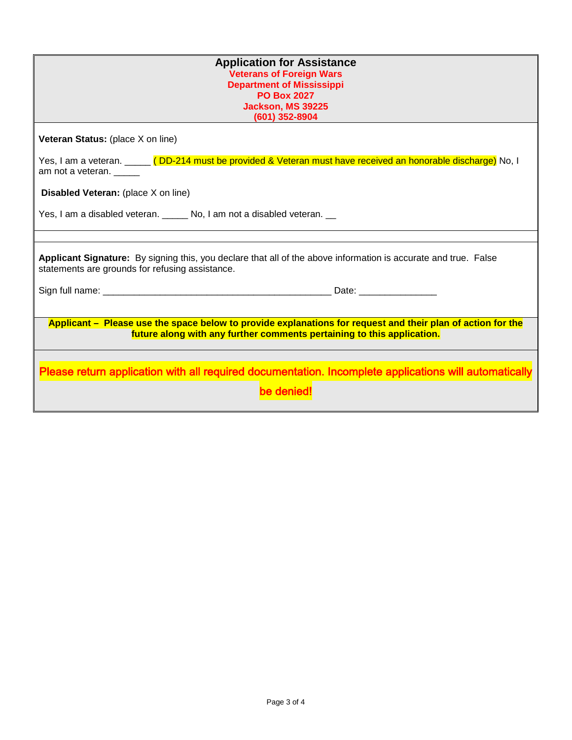# Application for Assistance

**Veterans of Foreign Wars**
**Department of Mississippi**
**PO Box 2027**
**Jackson, MS 39225**
**(601) 352-8904**

**Veteran Status:** (place X on line)

Yes, I am a veteran. _____ ( DD-214 must be provided & Veteran must have received an honorable discharge) No, I am not a veteran. _____

**Disabled Veteran:** (place X on line)

Yes, I am a disabled veteran. _____ No, I am not a disabled veteran. __

**Applicant Signature:** By signing this, you declare that all of the above information is accurate and true. False statements are grounds for refusing assistance.

Sign full name: ____________________________________________ Date: _______________

**Applicant – Please use the space below to provide explanations for request and their plan of action for the future along with any further comments pertaining to this application.**

**Please return application with all required documentation. Incomplete applications will automatically be denied!**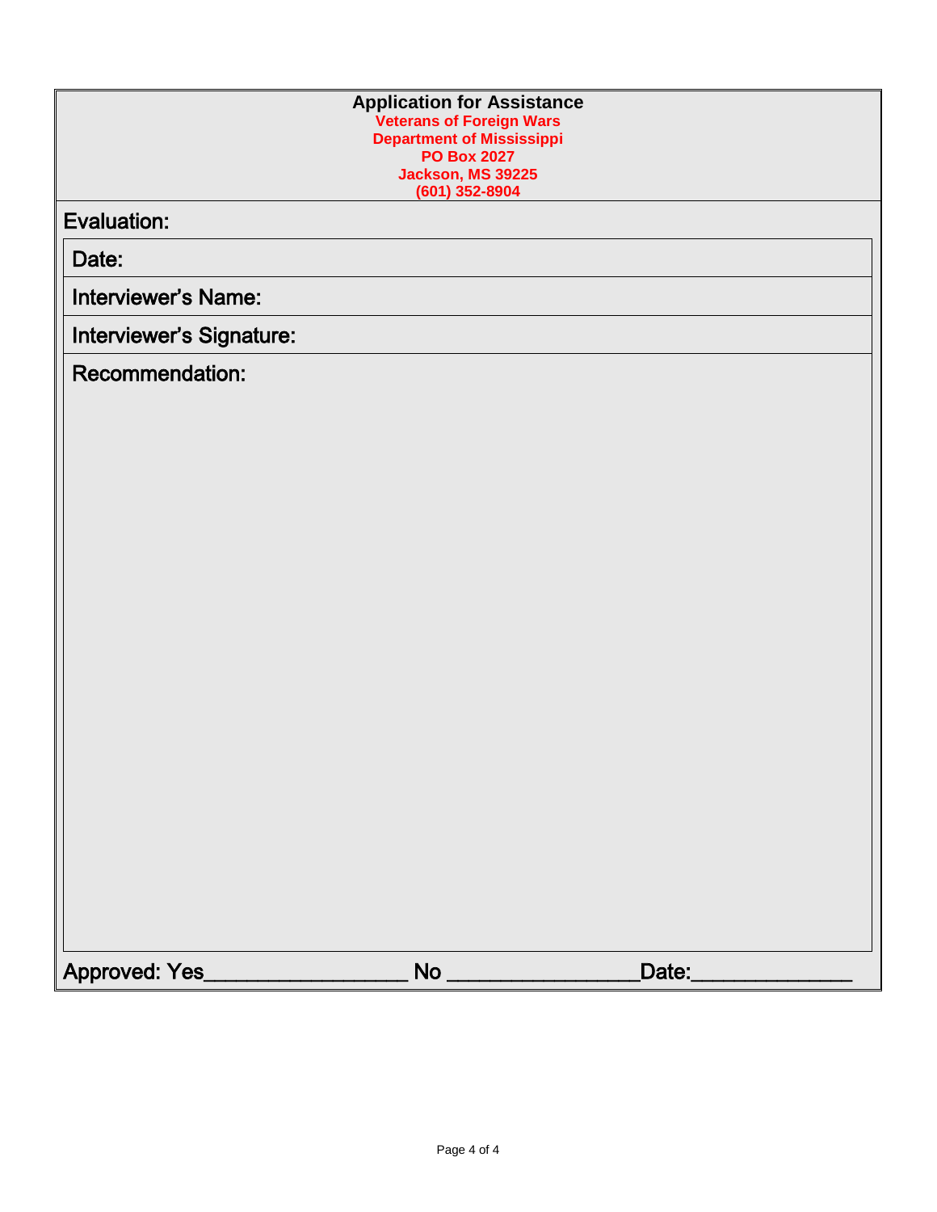# Application for Assistance

**Veterans of Foreign Wars**
**Department of Mississippi**
**PO Box 2027**
**Jackson, MS 39225**
**(601) 352-8904**

## Evaluation:

Date:

Interviewer's Name:

Interviewer's Signature:

Recommendation:

Approved: Yes_________________ No ________________Date:_____________